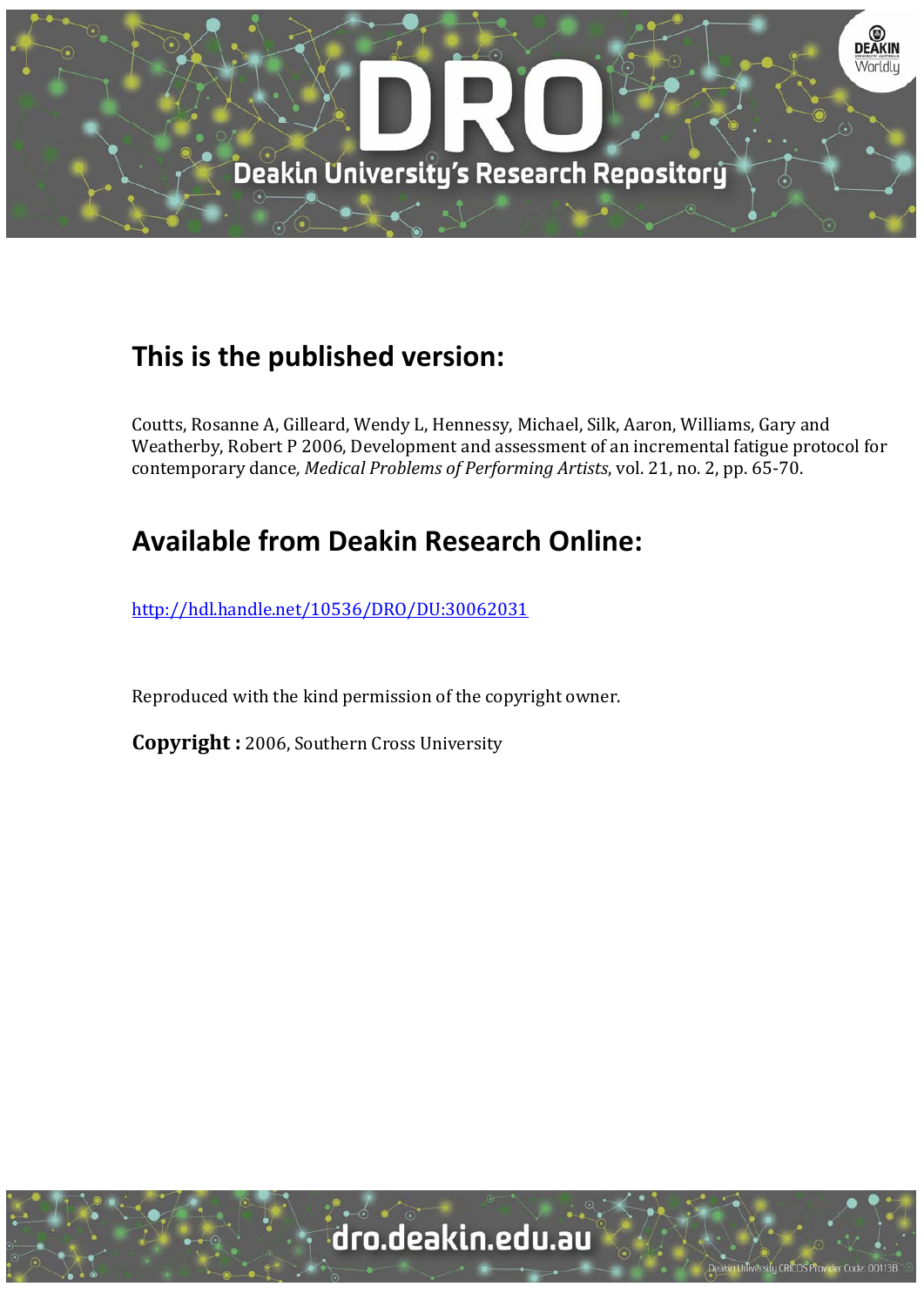## This is the published version:

Coutts, Rosanne A, Gilleard, Wendy L, Hennessy, Michael, Silk, Aaron, Williams, Gary and Weatherby, Robert P 2006, Development and assessment of an incremental fatigue protocol for contemporary dance*, Medical Problems of Performing Artists*, vol. 21, no. 2, pp. 65-70.

## Available from Deakin Research Online:

http://hdl.handle.net/10536/DRO/DU:30062031

Reproduced with the kind permission of the copyright owner.

**Copyright :** 2006, Southern Cross University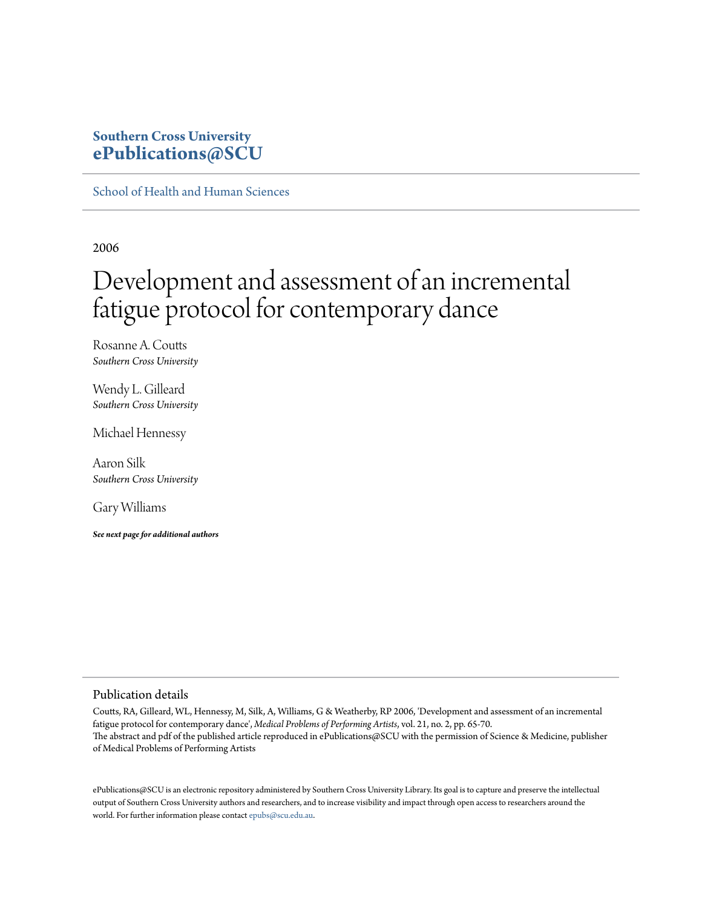Southern Cross University
ePublications@SCU

School of Health and Human Sciences

2006

# Development and assessment of an incremental fatigue protocol for contemporary dance

Rosanne A. Coutts
*Southern Cross University*

Wendy L. Gilleard
*Southern Cross University*

Michael Hennessy

Aaron Silk
*Southern Cross University*

Gary Williams

***See next page for additional authors***

## Publication details

Coutts, RA, Gilleard, WL, Hennessy, M, Silk, A, Williams, G & Weatherby, RP 2006, 'Development and assessment of an incremental fatigue protocol for contemporary dance', *Medical Problems of Performing Artists*, vol. 21, no. 2, pp. 65-70.
The abstract and pdf of the published article reproduced in ePublications@SCU with the permission of Science & Medicine, publisher of Medical Problems of Performing Artists

ePublications@SCU is an electronic repository administered by Southern Cross University Library. Its goal is to capture and preserve the intellectual output of Southern Cross University authors and researchers, and to increase visibility and impact through open access to researchers around the world. For further information please contact epubs@scu.edu.au.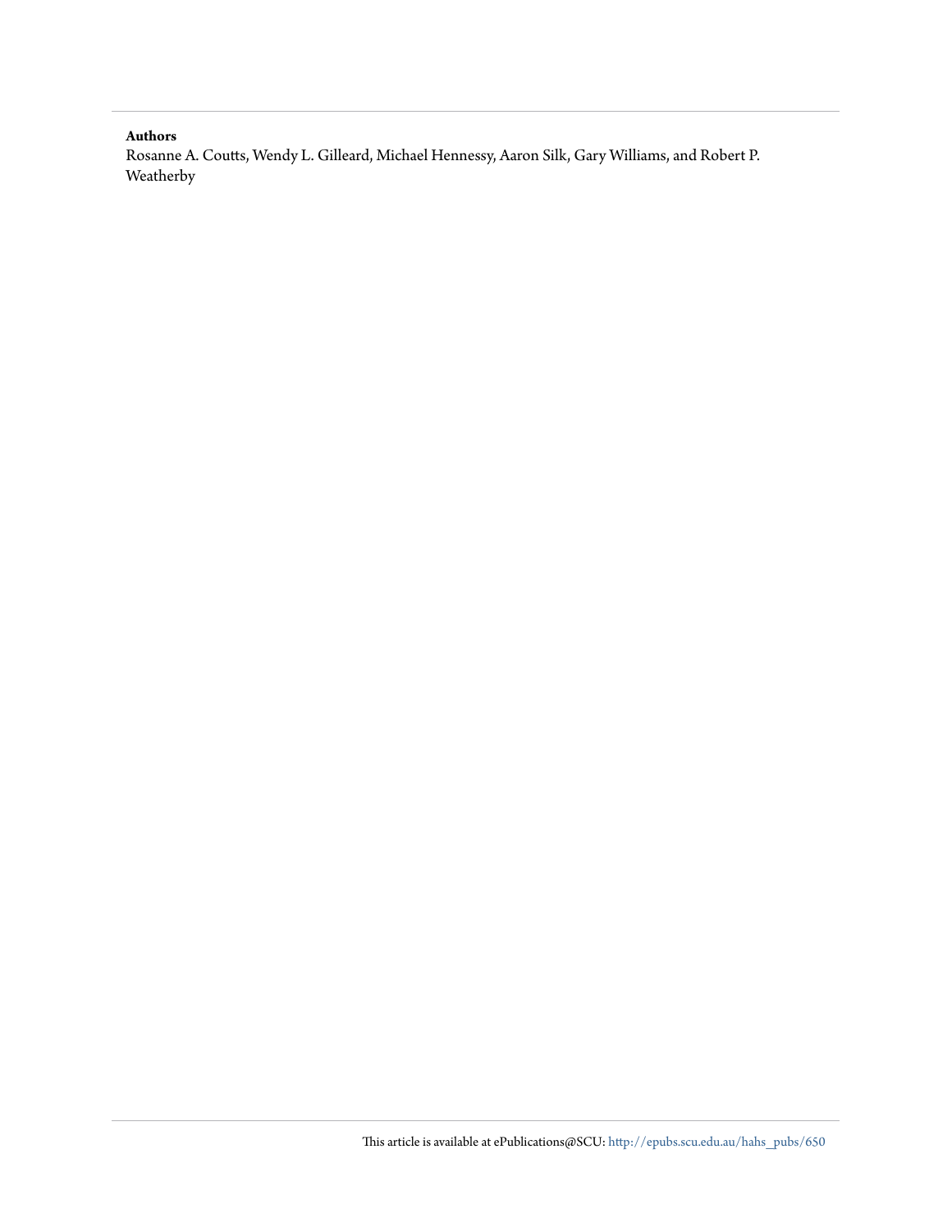**Authors**

Rosanne A. Coutts, Wendy L. Gilleard, Michael Hennessy, Aaron Silk, Gary Williams, and Robert P. Weatherby

This article is available at ePublications@SCU: http://epubs.scu.edu.au/hahs_pubs/650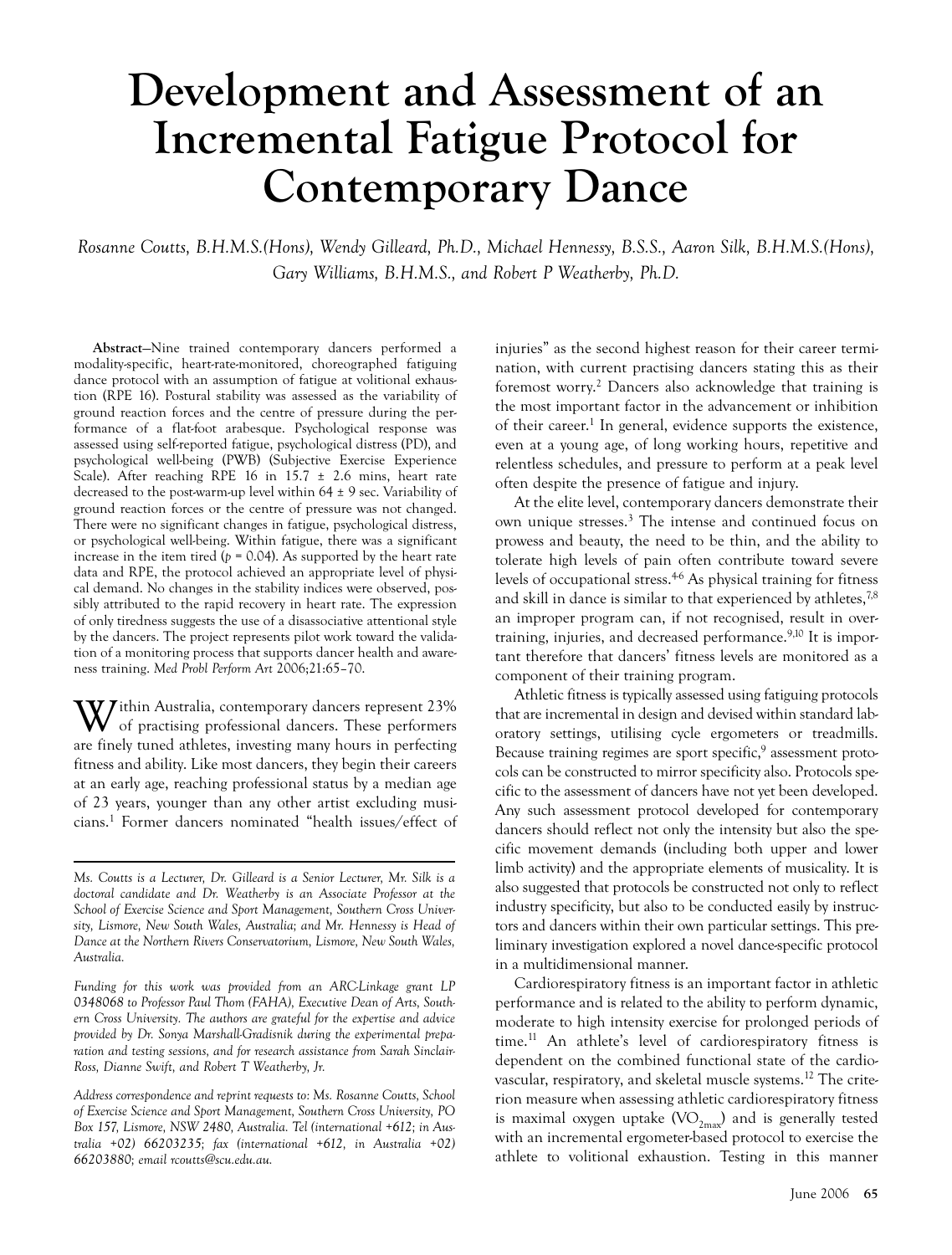# Development and Assessment of an Incremental Fatigue Protocol for Contemporary Dance

*Rosanne Coutts, B.H.M.S.(Hons), Wendy Gilleard, Ph.D., Michael Hennessy, B.S.S., Aaron Silk, B.H.M.S.(Hons), Gary Williams, B.H.M.S., and Robert P Weatherby, Ph.D.*

**Abstract**—Nine trained contemporary dancers performed a modality-specific, heart-rate-monitored, choreographed fatiguing dance protocol with an assumption of fatigue at volitional exhaustion (RPE 16). Postural stability was assessed as the variability of ground reaction forces and the centre of pressure during the performance of a flat-foot arabesque. Psychological response was assessed using self-reported fatigue, psychological distress (PD), and psychological well-being (PWB) (Subjective Exercise Experience Scale). After reaching RPE 16 in 15.7 ± 2.6 mins, heart rate decreased to the post-warm-up level within 64 ± 9 sec. Variability of ground reaction forces or the centre of pressure was not changed. There were no significant changes in fatigue, psychological distress, or psychological well-being. Within fatigue, there was a significant increase in the item tired ($p = 0.04$). As supported by the heart rate data and RPE, the protocol achieved an appropriate level of physical demand. No changes in the stability indices were observed, possibly attributed to the rapid recovery in heart rate. The expression of only tiredness suggests the use of a disassociative attentional style by the dancers. The project represents pilot work toward the validation of a monitoring process that supports dancer health and awareness training. *Med Probl Perform Art* 2006;21:65–70.

Within Australia, contemporary dancers represent 23% of practising professional dancers. These performers are finely tuned athletes, investing many hours in perfecting fitness and ability. Like most dancers, they begin their careers at an early age, reaching professional status by a median age of 23 years, younger than any other artist excluding musicians.[1] Former dancers nominated "health issues/effect of injuries" as the second highest reason for their career termination, with current practising dancers stating this as their foremost worry.[2] Dancers also acknowledge that training is the most important factor in the advancement or inhibition of their career.[1] In general, evidence supports the existence, even at a young age, of long working hours, repetitive and relentless schedules, and pressure to perform at a peak level often despite the presence of fatigue and injury.

At the elite level, contemporary dancers demonstrate their own unique stresses.[3] The intense and continued focus on prowess and beauty, the need to be thin, and the ability to tolerate high levels of pain often contribute toward severe levels of occupational stress.[4-6] As physical training for fitness and skill in dance is similar to that experienced by athletes,[7,8] an improper program can, if not recognised, result in overtraining, injuries, and decreased performance.[9,10] It is important therefore that dancers' fitness levels are monitored as a component of their training program.

Athletic fitness is typically assessed using fatiguing protocols that are incremental in design and devised within standard laboratory settings, utilising cycle ergometers or treadmills. Because training regimes are sport specific,[9] assessment protocols can be constructed to mirror specificity also. Protocols specific to the assessment of dancers have not yet been developed. Any such assessment protocol developed for contemporary dancers should reflect not only the intensity but also the specific movement demands (including both upper and lower limb activity) and the appropriate elements of musicality. It is also suggested that protocols be constructed not only to reflect industry specificity, but also to be conducted easily by instructors and dancers within their own particular settings. This preliminary investigation explored a novel dance-specific protocol in a multidimensional manner.

Cardiorespiratory fitness is an important factor in athletic performance and is related to the ability to perform dynamic, moderate to high intensity exercise for prolonged periods of time.[11] An athlete's level of cardiorespiratory fitness is dependent on the combined functional state of the cardiovascular, respiratory, and skeletal muscle systems.[12] The criterion measure when assessing athletic cardiorespiratory fitness is maximal oxygen uptake ($VO_{2max}$) and is generally tested with an incremental ergometer-based protocol to exercise the athlete to volitional exhaustion. Testing in this manner

---

*Ms. Coutts is a Lecturer, Dr. Gilleard is a Senior Lecturer, Mr. Silk is a doctoral candidate and Dr. Weatherby is an Associate Professor at the School of Exercise Science and Sport Management, Southern Cross University, Lismore, New South Wales, Australia; and Mr. Hennessy is Head of Dance at the Northern Rivers Conservatorium, Lismore, New South Wales, Australia.*

*Funding for this work was provided from an ARC-Linkage grant LP 0348068 to Professor Paul Thom (FAHA), Executive Dean of Arts, Southern Cross University. The authors are grateful for the expertise and advice provided by Dr. Sonya Marshall-Gradisnik during the experimental preparation and testing sessions, and for research assistance from Sarah Sinclair-Ross, Dianne Swift, and Robert T Weatherby, Jr.*

*Address correspondence and reprint requests to: Ms. Rosanne Coutts, School of Exercise Science and Sport Management, Southern Cross University, PO Box 157, Lismore, NSW 2480, Australia. Tel (international +612; in Australia +02) 66203235; fax (international +612, in Australia +02) 66203880; email rcoutts@scu.edu.au.*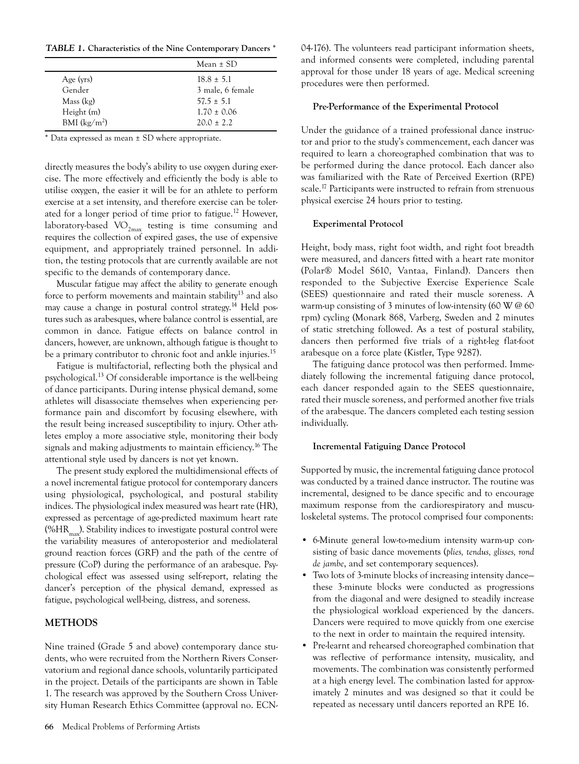**TABLE 1. Characteristics of the Nine Contemporary Dancers ***

| | Mean ± SD |
|---|---|
| Age (yrs) | 18.8 ± 5.1 |
| Gender | 3 male, 6 female |
| Mass (kg) | 57.5 ± 5.1 |
| Height (m) | 1.70 ± 0.06 |
| BMI ($kg/m^2$) | 20.0 ± 2.2 |

* Data expressed as mean ± SD where appropriate.

directly measures the body's ability to use oxygen during exercise. The more effectively and efficiently the body is able to utilise oxygen, the easier it will be for an athlete to perform exercise at a set intensity, and therefore exercise can be tolerated for a longer period of time prior to fatigue.[12] However, laboratory-based $VO_{2max}$ testing is time consuming and requires the collection of expired gases, the use of expensive equipment, and appropriately trained personnel. In addition, the testing protocols that are currently available are not specific to the demands of contemporary dance.

Muscular fatigue may affect the ability to generate enough force to perform movements and maintain stability[13] and also may cause a change in postural control strategy.[14] Held postures such as arabesques, where balance control is essential, are common in dance. Fatigue effects on balance control in dancers, however, are unknown, although fatigue is thought to be a primary contributor to chronic foot and ankle injuries.[15]

Fatigue is multifactorial, reflecting both the physical and psychological.[13] Of considerable importance is the well-being of dance participants. During intense physical demand, some athletes will disassociate themselves when experiencing performance pain and discomfort by focusing elsewhere, with the result being increased susceptibility to injury. Other athletes employ a more associative style, monitoring their body signals and making adjustments to maintain efficiency.[16] The attentional style used by dancers is not yet known.

The present study explored the multidimensional effects of a novel incremental fatigue protocol for contemporary dancers using physiological, psychological, and postural stability indices. The physiological index measured was heart rate (HR), expressed as percentage of age-predicted maximum heart rate (%$HR_{max}$). Stability indices to investigate postural control were the variability measures of anteroposterior and mediolateral ground reaction forces (GRF) and the path of the centre of pressure (CoP) during the performance of an arabesque. Psychological effect was assessed using self-report, relating the dancer's perception of the physical demand, expressed as fatigue, psychological well-being, distress, and soreness.

## METHODS

Nine trained (Grade 5 and above) contemporary dance students, who were recruited from the Northern Rivers Conservatorium and regional dance schools, voluntarily participated in the project. Details of the participants are shown in Table 1. The research was approved by the Southern Cross University Human Research Ethics Committee (approval no. ECN-04-176). The volunteers read participant information sheets, and informed consents were completed, including parental approval for those under 18 years of age. Medical screening procedures were then performed.

### Pre-Performance of the Experimental Protocol

Under the guidance of a trained professional dance instructor and prior to the study's commencement, each dancer was required to learn a choreographed combination that was to be performed during the dance protocol. Each dancer also was familiarized with the Rate of Perceived Exertion (RPE) scale.[17] Participants were instructed to refrain from strenuous physical exercise 24 hours prior to testing.

### Experimental Protocol

Height, body mass, right foot width, and right foot breadth were measured, and dancers fitted with a heart rate monitor (Polar® Model S610, Vantaa, Finland). Dancers then responded to the Subjective Exercise Experience Scale (SEES) questionnaire and rated their muscle soreness. A warm-up consisting of 3 minutes of low-intensity (60 W @ 60 rpm) cycling (Monark 868, Varberg, Sweden and 2 minutes of static stretching followed. As a test of postural stability, dancers then performed five trials of a right-leg flat-foot arabesque on a force plate (Kistler, Type 9287).

The fatiguing dance protocol was then performed. Immediately following the incremental fatiguing dance protocol, each dancer responded again to the SEES questionnaire, rated their muscle soreness, and performed another five trials of the arabesque. The dancers completed each testing session individually.

### Incremental Fatiguing Dance Protocol

Supported by music, the incremental fatiguing dance protocol was conducted by a trained dance instructor. The routine was incremental, designed to be dance specific and to encourage maximum response from the cardiorespiratory and musculoskeletal systems. The protocol comprised four components:

- 6-Minute general low-to-medium intensity warm-up consisting of basic dance movements (*plies, tendus, glisses, rond de jambe*, and set contemporary sequences).
- Two lots of 3-minute blocks of increasing intensity dance—these 3-minute blocks were conducted as progressions from the diagonal and were designed to steadily increase the physiological workload experienced by the dancers. Dancers were required to move quickly from one exercise to the next in order to maintain the required intensity.
- Pre-learnt and rehearsed choreographed combination that was reflective of performance intensity, musicality, and movements. The combination was consistently performed at a high energy level. The combination lasted for approximately 2 minutes and was designed so that it could be repeated as necessary until dancers reported an RPE 16.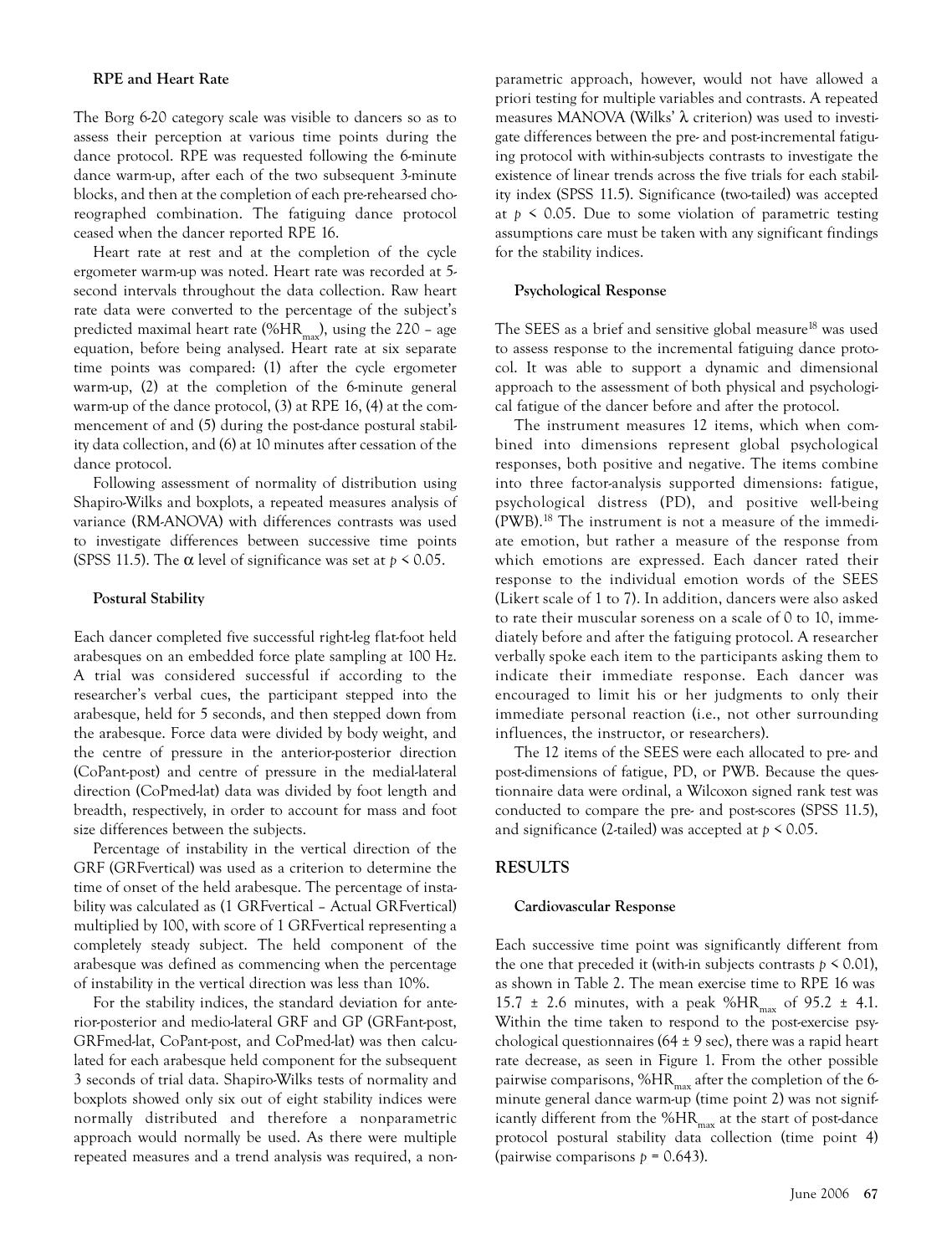### RPE and Heart Rate

The Borg 6-20 category scale was visible to dancers so as to assess their perception at various time points during the dance protocol. RPE was requested following the 6-minute dance warm-up, after each of the two subsequent 3-minute blocks, and then at the completion of each pre-rehearsed choreographed combination. The fatiguing dance protocol ceased when the dancer reported RPE 16.

Heart rate at rest and at the completion of the cycle ergometer warm-up was noted. Heart rate was recorded at 5-second intervals throughout the data collection. Raw heart rate data were converted to the percentage of the subject's predicted maximal heart rate ($\%HR_{max}$), using the 220 – age equation, before being analysed. Heart rate at six separate time points was compared: (1) after the cycle ergometer warm-up, (2) at the completion of the 6-minute general warm-up of the dance protocol, (3) at RPE 16, (4) at the commencement of and (5) during the post-dance postural stability data collection, and (6) at 10 minutes after cessation of the dance protocol.

Following assessment of normality of distribution using Shapiro-Wilks and boxplots, a repeated measures analysis of variance (RM-ANOVA) with differences contrasts was used to investigate differences between successive time points (SPSS 11.5). The $\alpha$ level of significance was set at $p < 0.05$.

### Postural Stability

Each dancer completed five successful right-leg flat-foot held arabesques on an embedded force plate sampling at 100 Hz. A trial was considered successful if according to the researcher's verbal cues, the participant stepped into the arabesque, held for 5 seconds, and then stepped down from the arabesque. Force data were divided by body weight, and the centre of pressure in the anterior-posterior direction (CoPant-post) and centre of pressure in the medial-lateral direction (CoPmed-lat) data was divided by foot length and breadth, respectively, in order to account for mass and foot size differences between the subjects.

Percentage of instability in the vertical direction of the GRF (GRFvertical) was used as a criterion to determine the time of onset of the held arabesque. The percentage of instability was calculated as (1 GRFvertical – Actual GRFvertical) multiplied by 100, with score of 1 GRFvertical representing a completely steady subject. The held component of the arabesque was defined as commencing when the percentage of instability in the vertical direction was less than 10%.

For the stability indices, the standard deviation for anterior-posterior and medio-lateral GRF and GP (GRFant-post, GRFmed-lat, CoPant-post, and CoPmed-lat) was then calculated for each arabesque held component for the subsequent 3 seconds of trial data. Shapiro-Wilks tests of normality and boxplots showed only six out of eight stability indices were normally distributed and therefore a nonparametric approach would normally be used. As there were multiple repeated measures and a trend analysis was required, a nonparametric approach, however, would not have allowed a priori testing for multiple variables and contrasts. A repeated measures MANOVA (Wilks' $\lambda$ criterion) was used to investigate differences between the pre- and post-incremental fatiguing protocol with within-subjects contrasts to investigate the existence of linear trends across the five trials for each stability index (SPSS 11.5). Significance (two-tailed) was accepted at $p < 0.05$. Due to some violation of parametric testing assumptions care must be taken with any significant findings for the stability indices.

### Psychological Response

The SEES as a brief and sensitive global measure[18] was used to assess response to the incremental fatiguing dance protocol. It was able to support a dynamic and dimensional approach to the assessment of both physical and psychological fatigue of the dancer before and after the protocol.

The instrument measures 12 items, which when combined into dimensions represent global psychological responses, both positive and negative. The items combine into three factor-analysis supported dimensions: fatigue, psychological distress (PD), and positive well-being (PWB).[18] The instrument is not a measure of the immediate emotion, but rather a measure of the response from which emotions are expressed. Each dancer rated their response to the individual emotion words of the SEES (Likert scale of 1 to 7). In addition, dancers were also asked to rate their muscular soreness on a scale of 0 to 10, immediately before and after the fatiguing protocol. A researcher verbally spoke each item to the participants asking them to indicate their immediate response. Each dancer was encouraged to limit his or her judgments to only their immediate personal reaction (i.e., not other surrounding influences, the instructor, or researchers).

The 12 items of the SEES were each allocated to pre- and post-dimensions of fatigue, PD, or PWB. Because the questionnaire data were ordinal, a Wilcoxon signed rank test was conducted to compare the pre- and post-scores (SPSS 11.5), and significance (2-tailed) was accepted at $p < 0.05$.

## RESULTS

### Cardiovascular Response

Each successive time point was significantly different from the one that preceded it (with-in subjects contrasts $p < 0.01$), as shown in Table 2. The mean exercise time to RPE 16 was 15.7 ± 2.6 minutes, with a peak $\%HR_{max}$ of 95.2 ± 4.1. Within the time taken to respond to the post-exercise psychological questionnaires (64 ± 9 sec), there was a rapid heart rate decrease, as seen in Figure 1. From the other possible pairwise comparisons, $\%HR_{max}$ after the completion of the 6-minute general dance warm-up (time point 2) was not significantly different from the $\%HR_{max}$ at the start of post-dance protocol postural stability data collection (time point 4) (pairwise comparisons $p = 0.643$).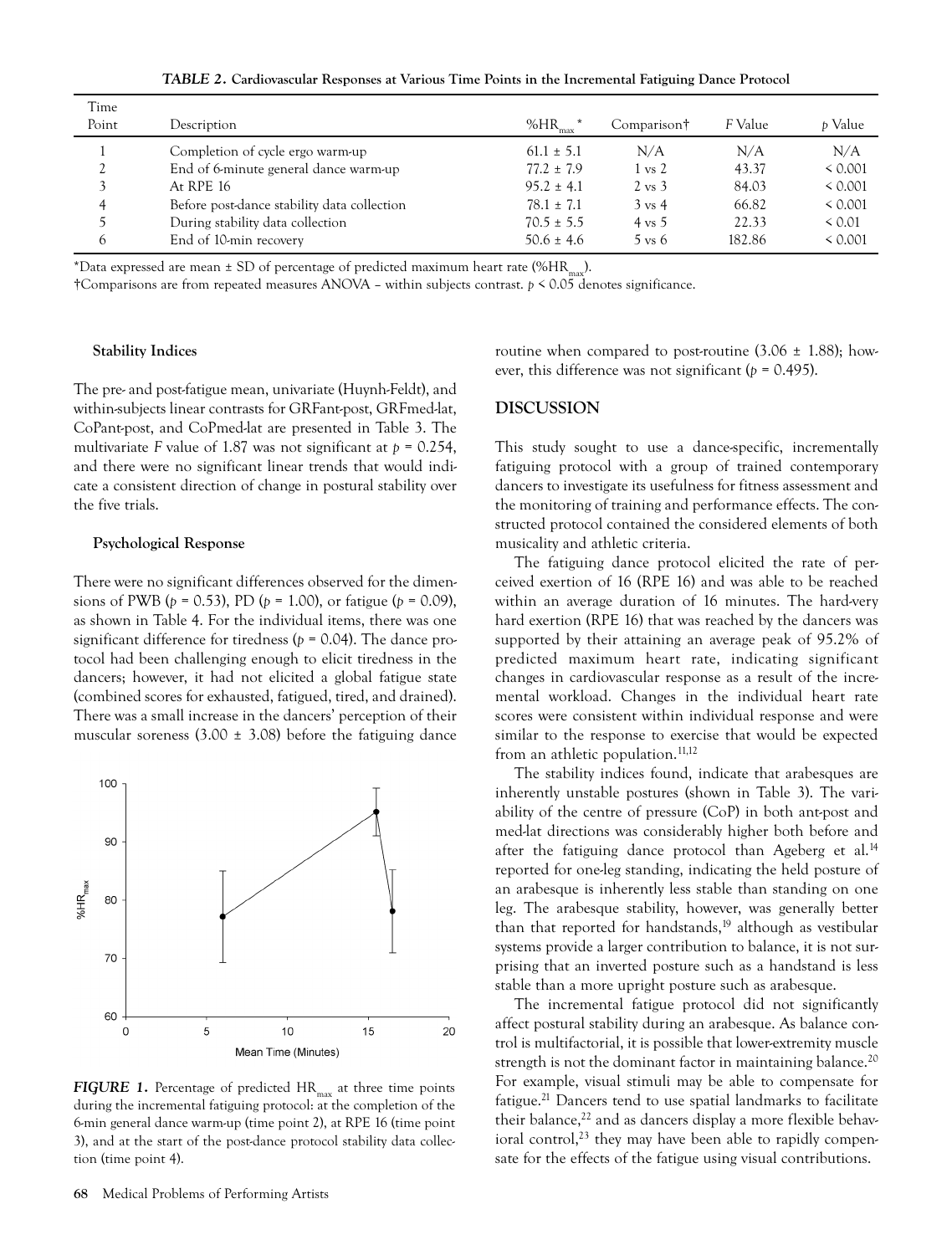**TABLE 2. Cardiovascular Responses at Various Time Points in the Incremental Fatiguing Dance Protocol**

| Time Point | Description | $\%HR_{max}$* | Comparison† | *F* Value | *p* Value |
|---|---|---|---|---|---|
| 1 | Completion of cycle ergo warm-up | 61.1 ± 5.1 | N/A | N/A | N/A |
| 2 | End of 6-minute general dance warm-up | 77.2 ± 7.9 | 1 vs 2 | 43.37 | < 0.001 |
| 3 | At RPE 16 | 95.2 ± 4.1 | 2 vs 3 | 84.03 | < 0.001 |
| 4 | Before post-dance stability data collection | 78.1 ± 7.1 | 3 vs 4 | 66.82 | < 0.001 |
| 5 | During stability data collection | 70.5 ± 5.5 | 4 vs 5 | 22.33 | < 0.01 |
| 6 | End of 10-min recovery | 50.6 ± 4.6 | 5 vs 6 | 182.86 | < 0.001 |

*Data expressed are mean ± SD of percentage of predicted maximum heart rate ($\%HR_{max}$).
†Comparisons are from repeated measures ANOVA – within subjects contrast. $p < 0.05$ denotes significance.

### Stability Indices

The pre- and post-fatigue mean, univariate (Huynh-Feldt), and within-subjects linear contrasts for GRFant-post, GRFmed-lat, CoPant-post, and CoPmed-lat are presented in Table 3. The multivariate *F* value of 1.87 was not significant at $p = 0.254$, and there were no significant linear trends that would indicate a consistent direction of change in postural stability over the five trials.

### Psychological Response

There were no significant differences observed for the dimensions of PWB ($p = 0.53$), PD ($p = 1.00$), or fatigue ($p = 0.09$), as shown in Table 4. For the individual items, there was one significant difference for tiredness ($p = 0.04$). The dance protocol had been challenging enough to elicit tiredness in the dancers; however, it had not elicited a global fatigue state (combined scores for exhausted, fatigued, tired, and drained). There was a small increase in the dancers' perception of their muscular soreness (3.00 ± 3.08) before the fatiguing dance routine when compared to post-routine (3.06 ± 1.88); however, this difference was not significant ($p = 0.495$).

**FIGURE 1.** Percentage of predicted $HR_{max}$ at three time points during the incremental fatiguing protocol: at the completion of the 6-min general dance warm-up (time point 2), at RPE 16 (time point 3), and at the start of the post-dance protocol stability data collection (time point 4).

## DISCUSSION

This study sought to use a dance-specific, incrementally fatiguing protocol with a group of trained contemporary dancers to investigate its usefulness for fitness assessment and the monitoring of training and performance effects. The constructed protocol contained the considered elements of both musicality and athletic criteria.

The fatiguing dance protocol elicited the rate of perceived exertion of 16 (RPE 16) and was able to be reached within an average duration of 16 minutes. The hard-very hard exertion (RPE 16) that was reached by the dancers was supported by their attaining an average peak of 95.2% of predicted maximum heart rate, indicating significant changes in cardiovascular response as a result of the incremental workload. Changes in the individual heart rate scores were consistent within individual response and were similar to the response to exercise that would be expected from an athletic population.[11,12]

The stability indices found, indicate that arabesques are inherently unstable postures (shown in Table 3). The variability of the centre of pressure (CoP) in both ant-post and med-lat directions was considerably higher both before and after the fatiguing dance protocol than Ageberg et al.[14] reported for one-leg standing, indicating the held posture of an arabesque is inherently less stable than standing on one leg. The arabesque stability, however, was generally better than that reported for handstands,[19] although as vestibular systems provide a larger contribution to balance, it is not surprising that an inverted posture such as a handstand is less stable than a more upright posture such as arabesque.

The incremental fatigue protocol did not significantly affect postural stability during an arabesque. As balance control is multifactorial, it is possible that lower-extremity muscle strength is not the dominant factor in maintaining balance.[20] For example, visual stimuli may be able to compensate for fatigue.[21] Dancers tend to use spatial landmarks to facilitate their balance,[22] and as dancers display a more flexible behavioral control,[23] they may have been able to rapidly compensate for the effects of the fatigue using visual contributions.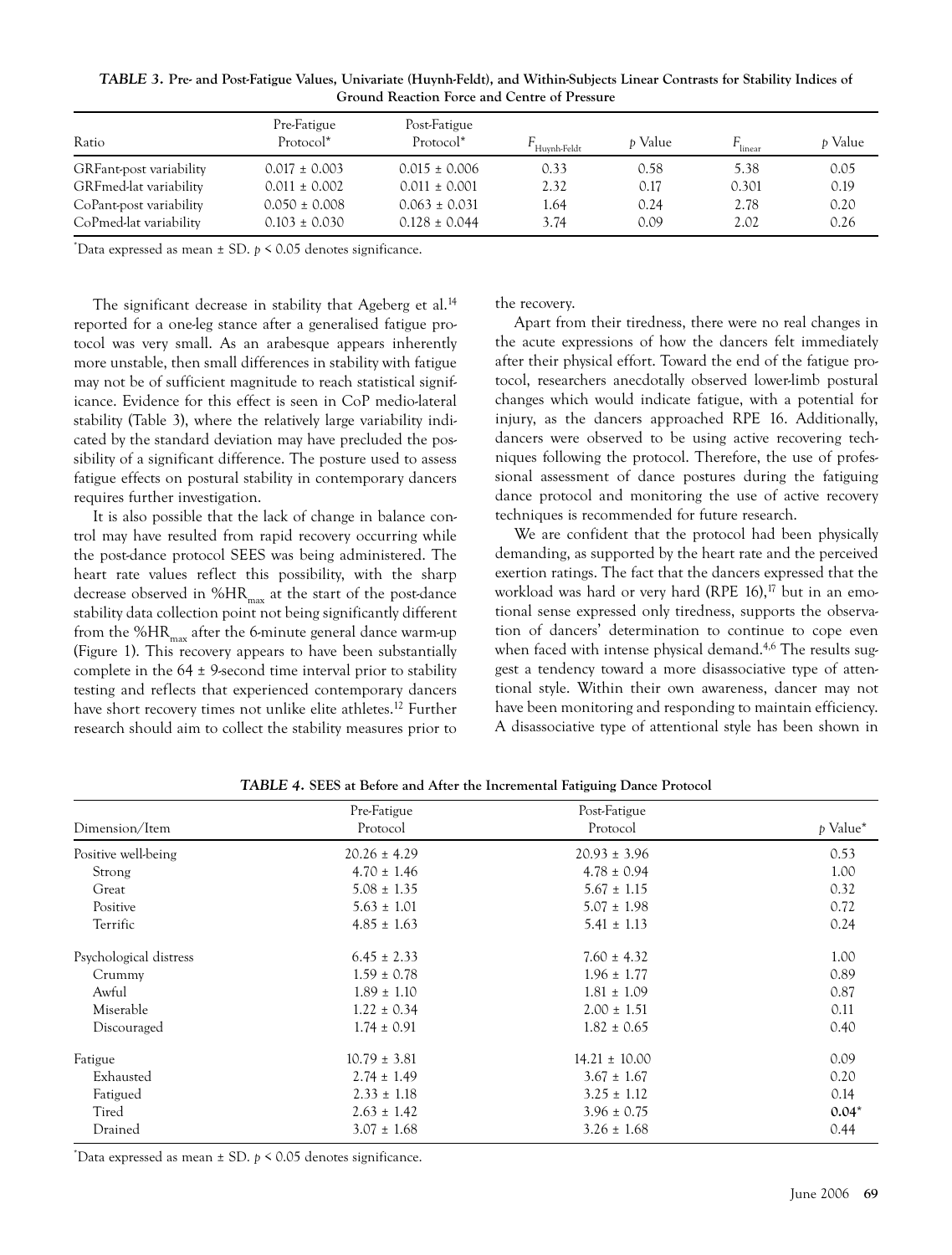**TABLE 3. Pre- and Post-Fatigue Values, Univariate (Huynh-Feldt), and Within-Subjects Linear Contrasts for Stability Indices of Ground Reaction Force and Centre of Pressure**

| Ratio | Pre-Fatigue Protocol* | Post-Fatigue Protocol* | $F_{\text{Huynh-Feldt}}$ | $p$ Value | $F_{\text{linear}}$ | $p$ Value |
|---|---|---|---|---|---|---|
| GRFant-post variability | 0.017 ± 0.003 | 0.015 ± 0.006 | 0.33 | 0.58 | 5.38 | 0.05 |
| GRFmed-lat variability | 0.011 ± 0.002 | 0.011 ± 0.001 | 2.32 | 0.17 | 0.301 | 0.19 |
| CoPant-post variability | 0.050 ± 0.008 | 0.063 ± 0.031 | 1.64 | 0.24 | 2.78 | 0.20 |
| CoPmed-lat variability | 0.103 ± 0.030 | 0.128 ± 0.044 | 3.74 | 0.09 | 2.02 | 0.26 |

*Data expressed as mean ± SD. $p < 0.05$ denotes significance.

The significant decrease in stability that Ageberg et al.[14] reported for a one-leg stance after a generalised fatigue protocol was very small. As an arabesque appears inherently more unstable, then small differences in stability with fatigue may not be of sufficient magnitude to reach statistical significance. Evidence for this effect is seen in CoP medio-lateral stability (Table 3), where the relatively large variability indicated by the standard deviation may have precluded the possibility of a significant difference. The posture used to assess fatigue effects on postural stability in contemporary dancers requires further investigation.

It is also possible that the lack of change in balance control may have resulted from rapid recovery occurring while the post-dance protocol SEES was being administered. The heart rate values reflect this possibility, with the sharp decrease observed in $\%HR_{max}$ at the start of the post-dance stability data collection point not being significantly different from the $\%HR_{max}$ after the 6-minute general dance warm-up (Figure 1). This recovery appears to have been substantially complete in the 64 ± 9-second time interval prior to stability testing and reflects that experienced contemporary dancers have short recovery times not unlike elite athletes.[12] Further research should aim to collect the stability measures prior to the recovery.

Apart from their tiredness, there were no real changes in the acute expressions of how the dancers felt immediately after their physical effort. Toward the end of the fatigue protocol, researchers anecdotally observed lower-limb postural changes which would indicate fatigue, with a potential for injury, as the dancers approached RPE 16. Additionally, dancers were observed to be using active recovering techniques following the protocol. Therefore, the use of professional assessment of dance postures during the fatiguing dance protocol and monitoring the use of active recovery techniques is recommended for future research.

We are confident that the protocol had been physically demanding, as supported by the heart rate and the perceived exertion ratings. The fact that the dancers expressed that the workload was hard or very hard (RPE 16),[17] but in an emotional sense expressed only tiredness, supports the observation of dancers' determination to continue to cope even when faced with intense physical demand.[4,6] The results suggest a tendency toward a more disassociative type of attentional style. Within their own awareness, dancer may not have been monitoring and responding to maintain efficiency. A disassociative type of attentional style has been shown in

**TABLE 4. SEES at Before and After the Incremental Fatiguing Dance Protocol**

| Dimension/Item | Pre-Fatigue Protocol | Post-Fatigue Protocol | $p$ Value* |
|---|---|---|---|
| Positive well-being | 20.26 ± 4.29 | 20.93 ± 3.96 | 0.53 |
| Strong | 4.70 ± 1.46 | 4.78 ± 0.94 | 1.00 |
| Great | 5.08 ± 1.35 | 5.67 ± 1.15 | 0.32 |
| Positive | 5.63 ± 1.01 | 5.07 ± 1.98 | 0.72 |
| Terrific | 4.85 ± 1.63 | 5.41 ± 1.13 | 0.24 |
| Psychological distress | 6.45 ± 2.33 | 7.60 ± 4.32 | 1.00 |
| Crummy | 1.59 ± 0.78 | 1.96 ± 1.77 | 0.89 |
| Awful | 1.89 ± 1.10 | 1.81 ± 1.09 | 0.87 |
| Miserable | 1.22 ± 0.34 | 2.00 ± 1.51 | 0.11 |
| Discouraged | 1.74 ± 0.91 | 1.82 ± 0.65 | 0.40 |
| Fatigue | 10.79 ± 3.81 | 14.21 ± 10.00 | 0.09 |
| Exhausted | 2.74 ± 1.49 | 3.67 ± 1.67 | 0.20 |
| Fatigued | 2.33 ± 1.18 | 3.25 ± 1.12 | 0.14 |
| Tired | 2.63 ± 1.42 | 3.96 ± 0.75 | **0.04*** |
| Drained | 3.07 ± 1.68 | 3.26 ± 1.68 | 0.44 |

*Data expressed as mean ± SD. $p < 0.05$ denotes significance.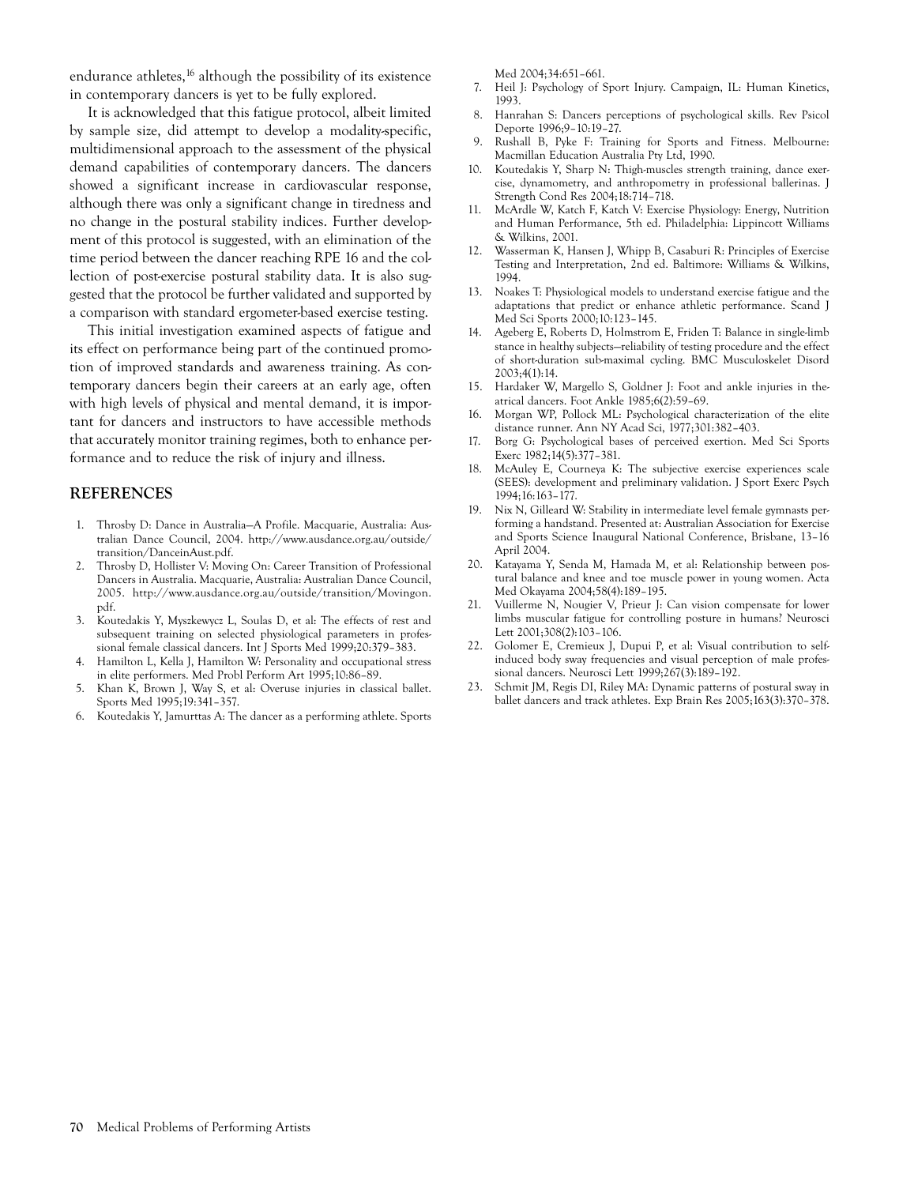endurance athletes,[16] although the possibility of its existence in contemporary dancers is yet to be fully explored.

It is acknowledged that this fatigue protocol, albeit limited by sample size, did attempt to develop a modality-specific, multidimensional approach to the assessment of the physical demand capabilities of contemporary dancers. The dancers showed a significant increase in cardiovascular response, although there was only a significant change in tiredness and no change in the postural stability indices. Further development of this protocol is suggested, with an elimination of the time period between the dancer reaching RPE 16 and the collection of post-exercise postural stability data. It is also suggested that the protocol be further validated and supported by a comparison with standard ergometer-based exercise testing.

This initial investigation examined aspects of fatigue and its effect on performance being part of the continued promotion of improved standards and awareness training. As contemporary dancers begin their careers at an early age, often with high levels of physical and mental demand, it is important for dancers and instructors to have accessible methods that accurately monitor training regimes, both to enhance performance and to reduce the risk of injury and illness.

## REFERENCES

1. Throsby D: Dance in Australia—A Profile. Macquarie, Australia: Australian Dance Council, 2004. http://www.ausdance.org.au/outside/transition/DanceinAust.pdf.
2. Throsby D, Hollister V: Moving On: Career Transition of Professional Dancers in Australia. Macquarie, Australia: Australian Dance Council, 2005. http://www.ausdance.org.au/outside/transition/Movingon.pdf.
3. Koutedakis Y, Myszkewycz L, Soulas D, et al: The effects of rest and subsequent training on selected physiological parameters in professional female classical dancers. Int J Sports Med 1999;20:379–383.
4. Hamilton L, Kella J, Hamilton W: Personality and occupational stress in elite performers. Med Probl Perform Art 1995;10:86–89.
5. Khan K, Brown J, Way S, et al: Overuse injuries in classical ballet. Sports Med 1995;19:341–357.
6. Koutedakis Y, Jamurttas A: The dancer as a performing athlete. Sports Med 2004;34:651–661.
7. Heil J: Psychology of Sport Injury. Campaign, IL: Human Kinetics, 1993.
8. Hanrahan S: Dancers perceptions of psychological skills. Rev Psicol Deporte 1996;9–10:19–27.
9. Rushall B, Pyke F: Training for Sports and Fitness. Melbourne: Macmillan Education Australia Pty Ltd, 1990.
10. Koutedakis Y, Sharp N: Thigh-muscles strength training, dance exercise, dynamometry, and anthropometry in professional ballerinas. J Strength Cond Res 2004;18:714–718.
11. McArdle W, Katch F, Katch V: Exercise Physiology: Energy, Nutrition and Human Performance, 5th ed. Philadelphia: Lippincott Williams & Wilkins, 2001.
12. Wasserman K, Hansen J, Whipp B, Casaburi R: Principles of Exercise Testing and Interpretation, 2nd ed. Baltimore: Williams & Wilkins, 1994.
13. Noakes T: Physiological models to understand exercise fatigue and the adaptations that predict or enhance athletic performance. Scand J Med Sci Sports 2000;10:123–145.
14. Ageberg E, Roberts D, Holmstrom E, Friden T: Balance in single-limb stance in healthy subjects—reliability of testing procedure and the effect of short-duration sub-maximal cycling. BMC Musculoskelet Disord 2003;4(1):14.
15. Hardaker W, Margello S, Goldner J: Foot and ankle injuries in theatrical dancers. Foot Ankle 1985;6(2):59–69.
16. Morgan WP, Pollock ML: Psychological characterization of the elite distance runner. Ann NY Acad Sci, 1977;301:382–403.
17. Borg G: Psychological bases of perceived exertion. Med Sci Sports Exerc 1982;14(5):377–381.
18. McAuley E, Courneya K: The subjective exercise experiences scale (SEES): development and preliminary validation. J Sport Exerc Psych 1994;16:163–177.
19. Nix N, Gilleard W: Stability in intermediate level female gymnasts performing a handstand. Presented at: Australian Association for Exercise and Sports Science Inaugural National Conference, Brisbane, 13–16 April 2004.
20. Katayama Y, Senda M, Hamada M, et al: Relationship between postural balance and knee and toe muscle power in young women. Acta Med Okayama 2004;58(4):189–195.
21. Vuillerme N, Nougier V, Prieur J: Can vision compensate for lower limbs muscular fatigue for controlling posture in humans? Neurosci Lett 2001;308(2):103–106.
22. Golomer E, Cremieux J, Dupui P, et al: Visual contribution to self-induced body sway frequencies and visual perception of male professional dancers. Neurosci Lett 1999;267(3):189–192.
23. Schmit JM, Regis DI, Riley MA: Dynamic patterns of postural sway in ballet dancers and track athletes. Exp Brain Res 2005;163(3):370–378.